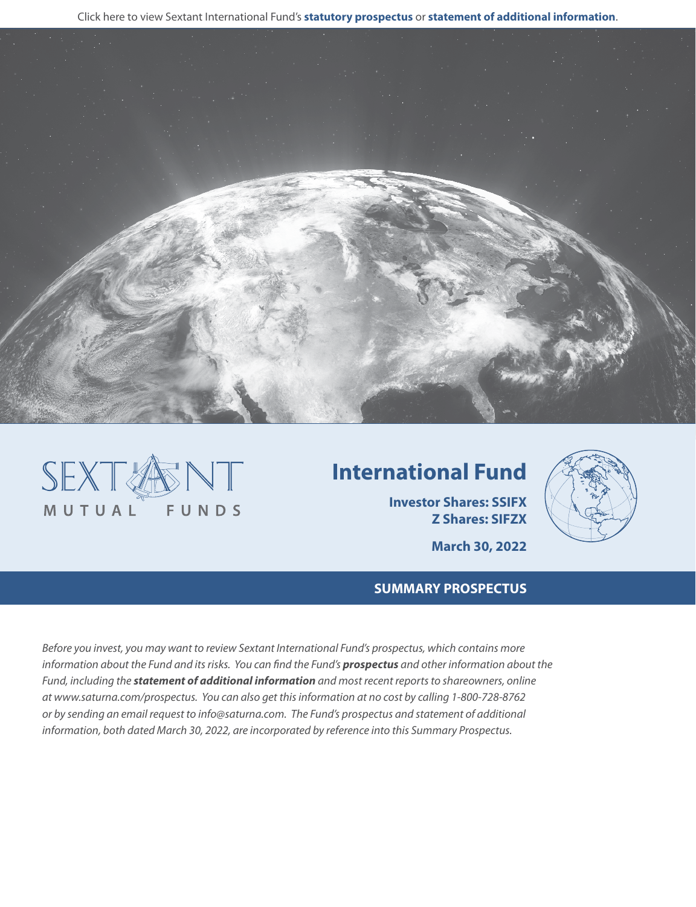Click here to view Sextant International Fund's **statutory prospectus** or **statement of additional information**.

SEXTANT MUTUAL FUNDS

# International Fund

**Investor Shares: SSIFX**
**Z Shares: SIFZX**

**March 30, 2022**

## SUMMARY PROSPECTUS

*Before you invest, you may want to review Sextant International Fund's prospectus, which contains more information about the Fund and its risks. You can find the Fund's **prospectus** and other information about the Fund, including the **statement of additional information** and most recent reports to shareowners, online at www.saturna.com/prospectus. You can also get this information at no cost by calling 1-800-728-8762 or by sending an email request to info@saturna.com. The Fund's prospectus and statement of additional information, both dated March 30, 2022, are incorporated by reference into this Summary Prospectus.*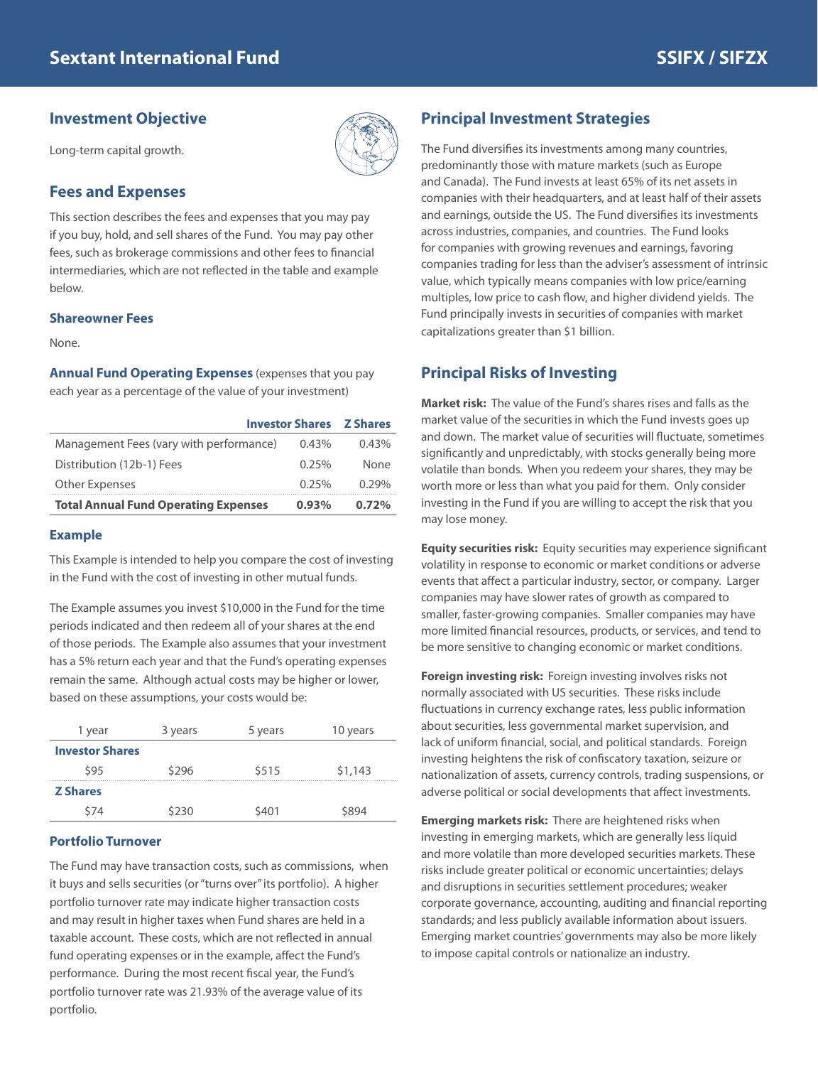# Sextant International Fund

**SSIFX / SIFZX**

## Investment Objective

Long-term capital growth.

## Fees and Expenses

This section describes the fees and expenses that you may pay if you buy, hold, and sell shares of the Fund. You may pay other fees, such as brokerage commissions and other fees to financial intermediaries, which are not reflected in the table and example below.

### Shareowner Fees

None.

**Annual Fund Operating Expenses** (expenses that you pay each year as a percentage of the value of your investment)

| | Investor Shares | Z Shares |
|---|---|---|
| Management Fees (vary with performance) | 0.43% | 0.43% |
| Distribution (12b-1) Fees | 0.25% | None |
| Other Expenses | 0.25% | 0.29% |
| **Total Annual Fund Operating Expenses** | **0.93%** | **0.72%** |

### Example

This Example is intended to help you compare the cost of investing in the Fund with the cost of investing in other mutual funds.

The Example assumes you invest $10,000 in the Fund for the time periods indicated and then redeem all of your shares at the end of those periods. The Example also assumes that your investment has a 5% return each year and that the Fund's operating expenses remain the same. Although actual costs may be higher or lower, based on these assumptions, your costs would be:

| 1 year | 3 years | 5 years | 10 years |
|---|---|---|---|
| **Investor Shares** | | | |
| $95 | $296 | $515 | $1,143 |
| **Z Shares** | | | |
| $74 | $230 | $401 | $894 |

### Portfolio Turnover

The Fund may have transaction costs, such as commissions, when it buys and sells securities (or "turns over" its portfolio). A higher portfolio turnover rate may indicate higher transaction costs and may result in higher taxes when Fund shares are held in a taxable account. These costs, which are not reflected in annual fund operating expenses or in the example, affect the Fund's performance. During the most recent fiscal year, the Fund's portfolio turnover rate was 21.93% of the average value of its portfolio.

## Principal Investment Strategies

The Fund diversifies its investments among many countries, predominantly those with mature markets (such as Europe and Canada). The Fund invests at least 65% of its net assets in companies with their headquarters, and at least half of their assets and earnings, outside the US. The Fund diversifies its investments across industries, companies, and countries. The Fund looks for companies with growing revenues and earnings, favoring companies trading for less than the adviser's assessment of intrinsic value, which typically means companies with low price/earning multiples, low price to cash flow, and higher dividend yields. The Fund principally invests in securities of companies with market capitalizations greater than $1 billion.

## Principal Risks of Investing

**Market risk:** The value of the Fund's shares rises and falls as the market value of the securities in which the Fund invests goes up and down. The market value of securities will fluctuate, sometimes significantly and unpredictably, with stocks generally being more volatile than bonds. When you redeem your shares, they may be worth more or less than what you paid for them. Only consider investing in the Fund if you are willing to accept the risk that you may lose money.

**Equity securities risk:** Equity securities may experience significant volatility in response to economic or market conditions or adverse events that affect a particular industry, sector, or company. Larger companies may have slower rates of growth as compared to smaller, faster-growing companies. Smaller companies may have more limited financial resources, products, or services, and tend to be more sensitive to changing economic or market conditions.

**Foreign investing risk:** Foreign investing involves risks not normally associated with US securities. These risks include fluctuations in currency exchange rates, less public information about securities, less governmental market supervision, and lack of uniform financial, social, and political standards. Foreign investing heightens the risk of confiscatory taxation, seizure or nationalization of assets, currency controls, trading suspensions, or adverse political or social developments that affect investments.

**Emerging markets risk:** There are heightened risks when investing in emerging markets, which are generally less liquid and more volatile than more developed securities markets. These risks include greater political or economic uncertainties; delays and disruptions in securities settlement procedures; weaker corporate governance, accounting, auditing and financial reporting standards; and less publicly available information about issuers. Emerging market countries' governments may also be more likely to impose capital controls or nationalize an industry.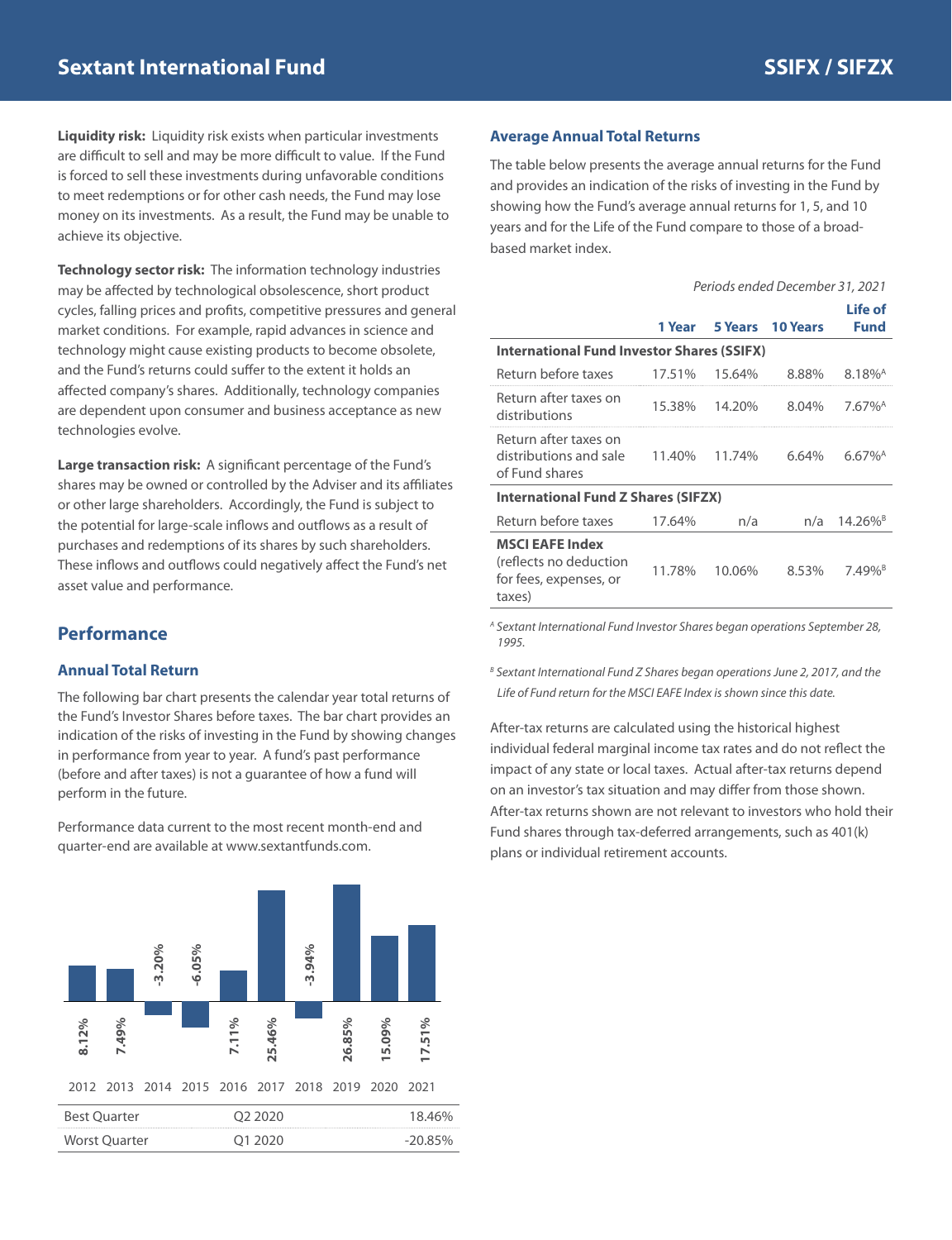## Sextant International Fund — SSIFX / SIFZX

**Liquidity risk:** Liquidity risk exists when particular investments are difficult to sell and may be more difficult to value. If the Fund is forced to sell these investments during unfavorable conditions to meet redemptions or for other cash needs, the Fund may lose money on its investments. As a result, the Fund may be unable to achieve its objective.

**Technology sector risk:** The information technology industries may be affected by technological obsolescence, short product cycles, falling prices and profits, competitive pressures and general market conditions. For example, rapid advances in science and technology might cause existing products to become obsolete, and the Fund's returns could suffer to the extent it holds an affected company's shares. Additionally, technology companies are dependent upon consumer and business acceptance as new technologies evolve.

**Large transaction risk:** A significant percentage of the Fund's shares may be owned or controlled by the Adviser and its affiliates or other large shareholders. Accordingly, the Fund is subject to the potential for large-scale inflows and outflows as a result of purchases and redemptions of its shares by such shareholders. These inflows and outflows could negatively affect the Fund's net asset value and performance.

## Performance

### Annual Total Return

The following bar chart presents the calendar year total returns of the Fund's Investor Shares before taxes. The bar chart provides an indication of the risks of investing in the Fund by showing changes in performance from year to year. A fund's past performance (before and after taxes) is not a guarantee of how a fund will perform in the future.

Performance data current to the most recent month-end and quarter-end are available at www.sextantfunds.com.

| Year | Return |
|---|---|
| 2012 | 8.12% |
| 2013 | 7.49% |
| 2014 | -3.20% |
| 2015 | -6.05% |
| 2016 | 7.11% |
| 2017 | 25.46% |
| 2018 | -3.94% |
| 2019 | 26.85% |
| 2020 | 15.09% |
| 2021 | 17.51% |

| | | |
|---|---|---|
| Best Quarter | Q2 2020 | 18.46% |
| Worst Quarter | Q1 2020 | -20.85% |

### Average Annual Total Returns

The table below presents the average annual returns for the Fund and provides an indication of the risks of investing in the Fund by showing how the Fund's average annual returns for 1, 5, and 10 years and for the Life of the Fund compare to those of a broad-based market index.

*Periods ended December 31, 2021*

| | 1 Year | 5 Years | 10 Years | Life of Fund |
|---|---|---|---|---|
| **International Fund Investor Shares (SSIFX)** | | | | |
| Return before taxes | 17.51% | 15.64% | 8.88% | 8.18%[A] |
| Return after taxes on distributions | 15.38% | 14.20% | 8.04% | 7.67%[A] |
| Return after taxes on distributions and sale of Fund shares | 11.40% | 11.74% | 6.64% | 6.67%[A] |
| **International Fund Z Shares (SIFZX)** | | | | |
| Return before taxes | 17.64% | n/a | n/a | 14.26%[B] |
| **MSCI EAFE Index** (reflects no deduction for fees, expenses, or taxes) | 11.78% | 10.06% | 8.53% | 7.49%[B] |

[A] *Sextant International Fund Investor Shares began operations September 28, 1995.*

[B] *Sextant International Fund Z Shares began operations June 2, 2017, and the Life of Fund return for the MSCI EAFE Index is shown since this date.*

After-tax returns are calculated using the historical highest individual federal marginal income tax rates and do not reflect the impact of any state or local taxes. Actual after-tax returns depend on an investor's tax situation and may differ from those shown. After-tax returns shown are not relevant to investors who hold their Fund shares through tax-deferred arrangements, such as 401(k) plans or individual retirement accounts.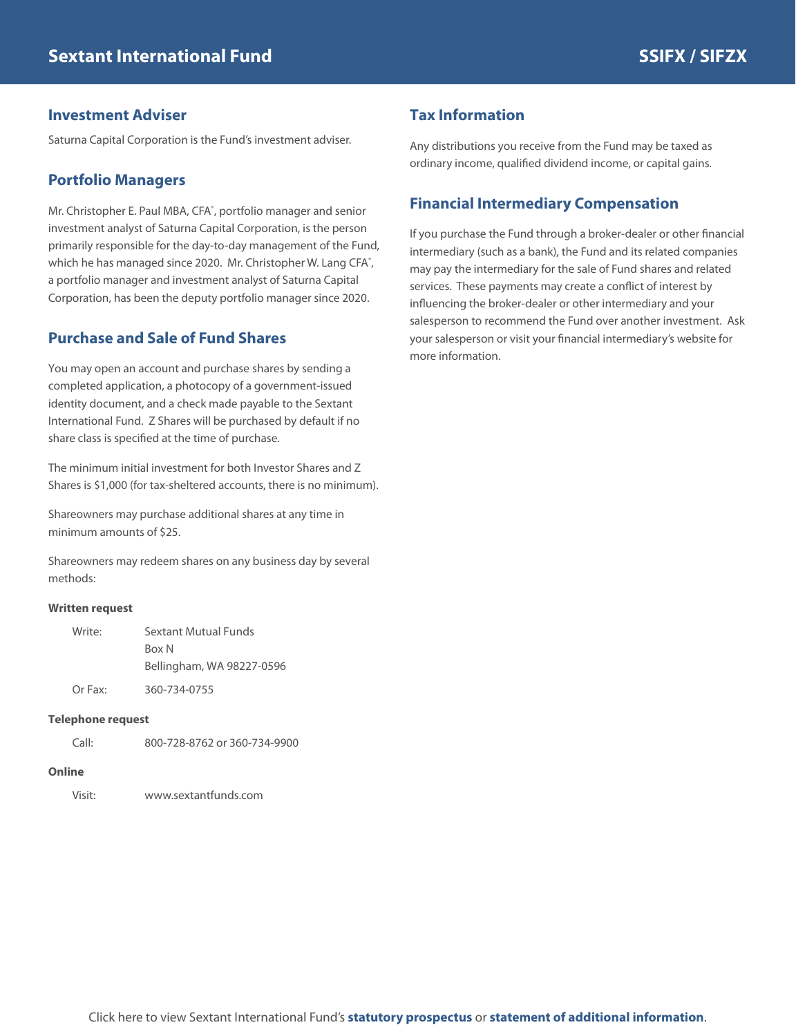## Investment Adviser

Saturna Capital Corporation is the Fund's investment adviser.

## Portfolio Managers

Mr. Christopher E. Paul MBA, CFA®, portfolio manager and senior investment analyst of Saturna Capital Corporation, is the person primarily responsible for the day-to-day management of the Fund, which he has managed since 2020. Mr. Christopher W. Lang CFA®, a portfolio manager and investment analyst of Saturna Capital Corporation, has been the deputy portfolio manager since 2020.

## Purchase and Sale of Fund Shares

You may open an account and purchase shares by sending a completed application, a photocopy of a government-issued identity document, and a check made payable to the Sextant International Fund. Z Shares will be purchased by default if no share class is specified at the time of purchase.

The minimum initial investment for both Investor Shares and Z Shares is $1,000 (for tax-sheltered accounts, there is no minimum).

Shareowners may purchase additional shares at any time in minimum amounts of $25.

Shareowners may redeem shares on any business day by several methods:

**Written request**

Write: Sextant Mutual Funds
Box N
Bellingham, WA 98227-0596

Or Fax: 360-734-0755

**Telephone request**

Call: 800-728-8762 or 360-734-9900

**Online**

Visit: www.sextantfunds.com

## Tax Information

Any distributions you receive from the Fund may be taxed as ordinary income, qualified dividend income, or capital gains.

## Financial Intermediary Compensation

If you purchase the Fund through a broker-dealer or other financial intermediary (such as a bank), the Fund and its related companies may pay the intermediary for the sale of Fund shares and related services. These payments may create a conflict of interest by influencing the broker-dealer or other intermediary and your salesperson to recommend the Fund over another investment. Ask your salesperson or visit your financial intermediary's website for more information.

Click here to view Sextant International Fund's **statutory prospectus** or **statement of additional information**.